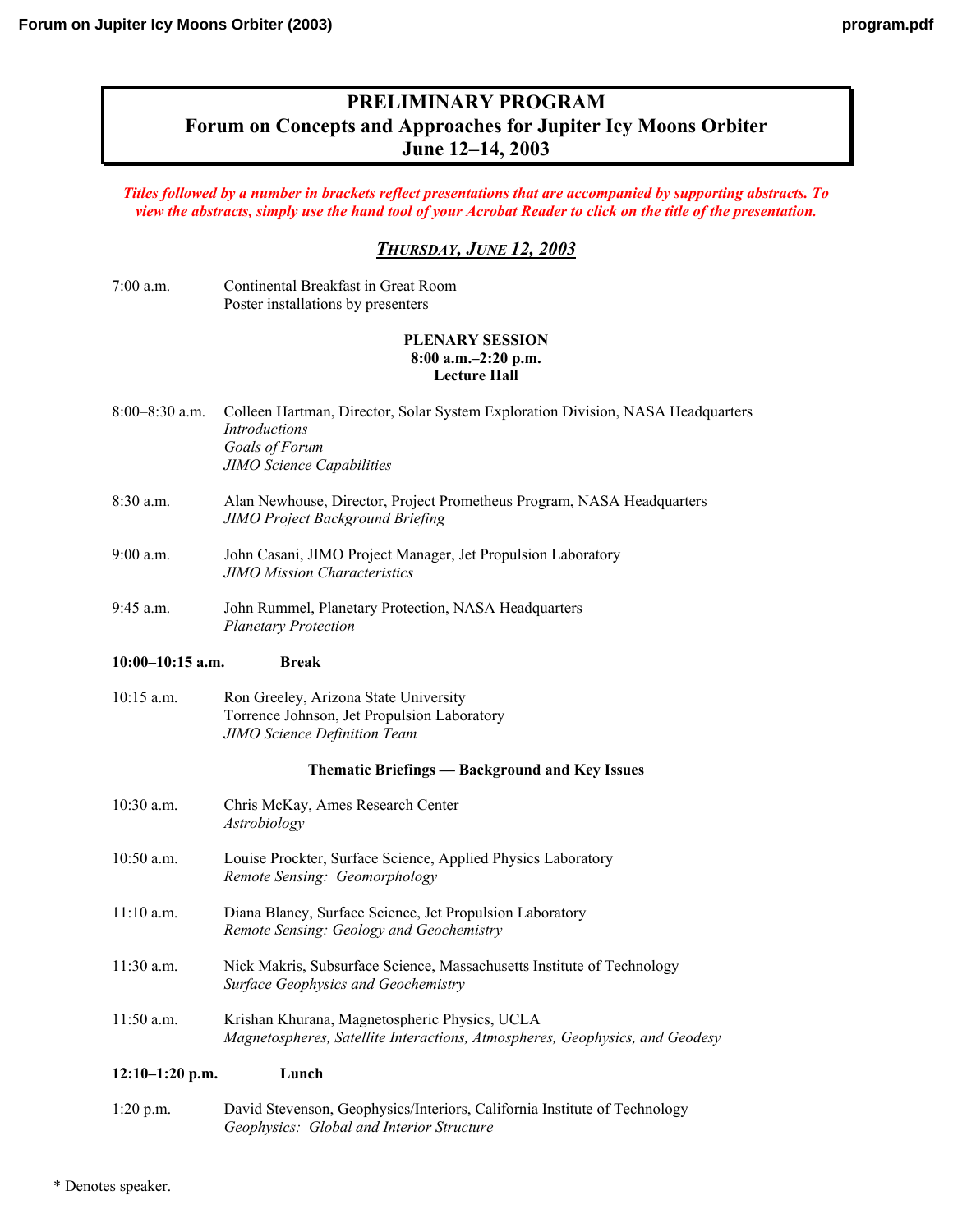# PRELIMINARY PROGRAM
# Forum on Concepts and Approaches for Jupiter Icy Moons Orbiter
# June 12–14, 2003

***Titles followed by a number in brackets reflect presentations that are accompanied by supporting abstracts. To view the abstracts, simply use the hand tool of your Acrobat Reader to click on the title of the presentation.***

## *THURSDAY, JUNE 12, 2003*

7:00 a.m. Continental Breakfast in Great Room
Poster installations by presenters

### PLENARY SESSION
**8:00 a.m.–2:20 p.m.**
**Lecture Hall**

8:00–8:30 a.m. Colleen Hartman, Director, Solar System Exploration Division, NASA Headquarters
*Introductions*
*Goals of Forum*
*JIMO Science Capabilities*

8:30 a.m. Alan Newhouse, Director, Project Prometheus Program, NASA Headquarters
*JIMO Project Background Briefing*

9:00 a.m. John Casani, JIMO Project Manager, Jet Propulsion Laboratory
*JIMO Mission Characteristics*

9:45 a.m. John Rummel, Planetary Protection, NASA Headquarters
*Planetary Protection*

**10:00–10:15 a.m. Break**

10:15 a.m. Ron Greeley, Arizona State University
Torrence Johnson, Jet Propulsion Laboratory
*JIMO Science Definition Team*

### Thematic Briefings — Background and Key Issues

10:30 a.m. Chris McKay, Ames Research Center
*Astrobiology*

10:50 a.m. Louise Prockter, Surface Science, Applied Physics Laboratory
*Remote Sensing: Geomorphology*

11:10 a.m. Diana Blaney, Surface Science, Jet Propulsion Laboratory
*Remote Sensing: Geology and Geochemistry*

11:30 a.m. Nick Makris, Subsurface Science, Massachusetts Institute of Technology
*Surface Geophysics and Geochemistry*

11:50 a.m. Krishan Khurana, Magnetospheric Physics, UCLA
*Magnetospheres, Satellite Interactions, Atmospheres, Geophysics, and Geodesy*

**12:10–1:20 p.m. Lunch**

1:20 p.m. David Stevenson, Geophysics/Interiors, California Institute of Technology
*Geophysics: Global and Interior Structure*

\* Denotes speaker.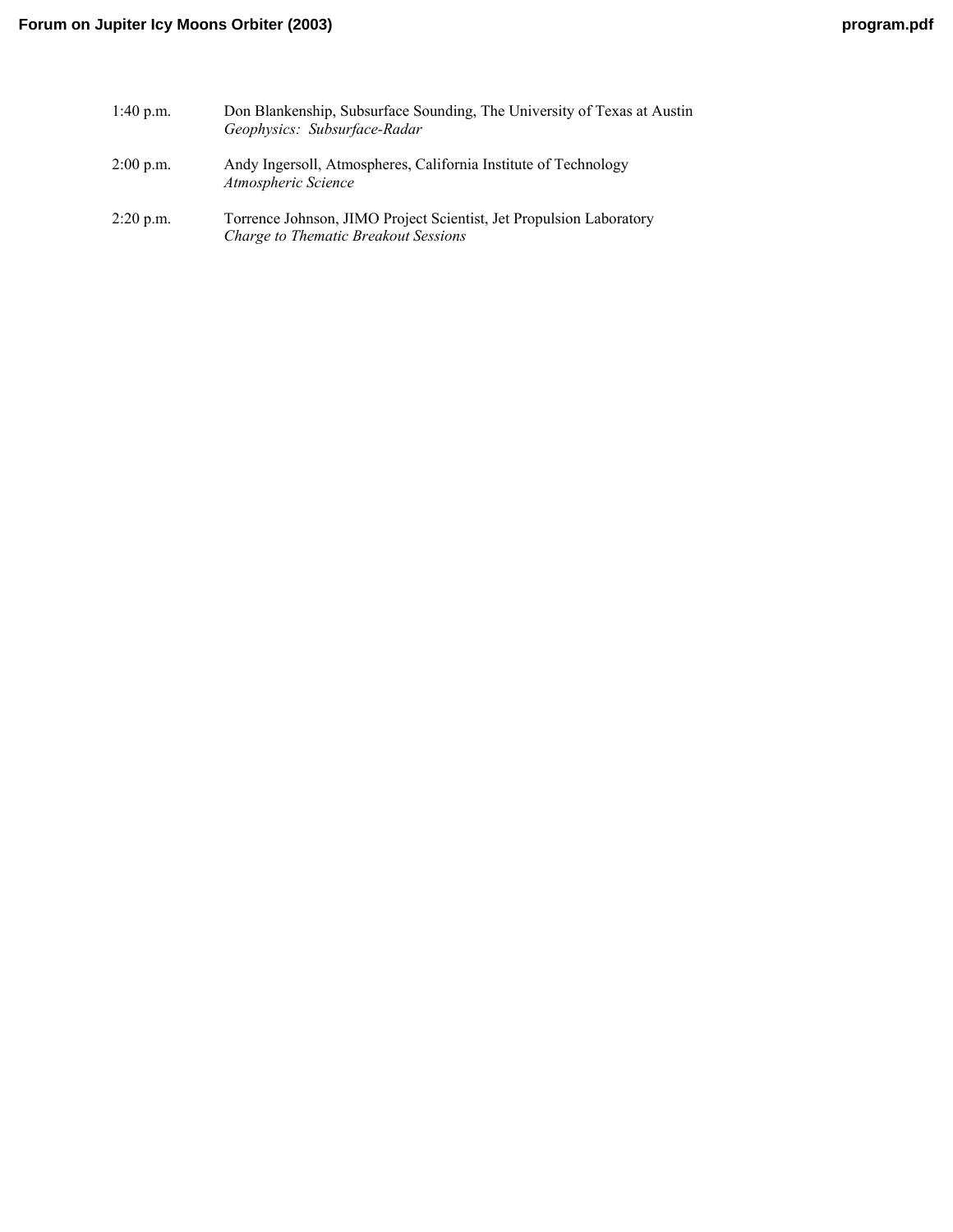| | |
|---|---|
| 1:40 p.m. | Don Blankenship, Subsurface Sounding, The University of Texas at Austin<br>*Geophysics: Subsurface-Radar* |
| 2:00 p.m. | Andy Ingersoll, Atmospheres, California Institute of Technology<br>*Atmospheric Science* |
| 2:20 p.m. | Torrence Johnson, JIMO Project Scientist, Jet Propulsion Laboratory<br>*Charge to Thematic Breakout Sessions* |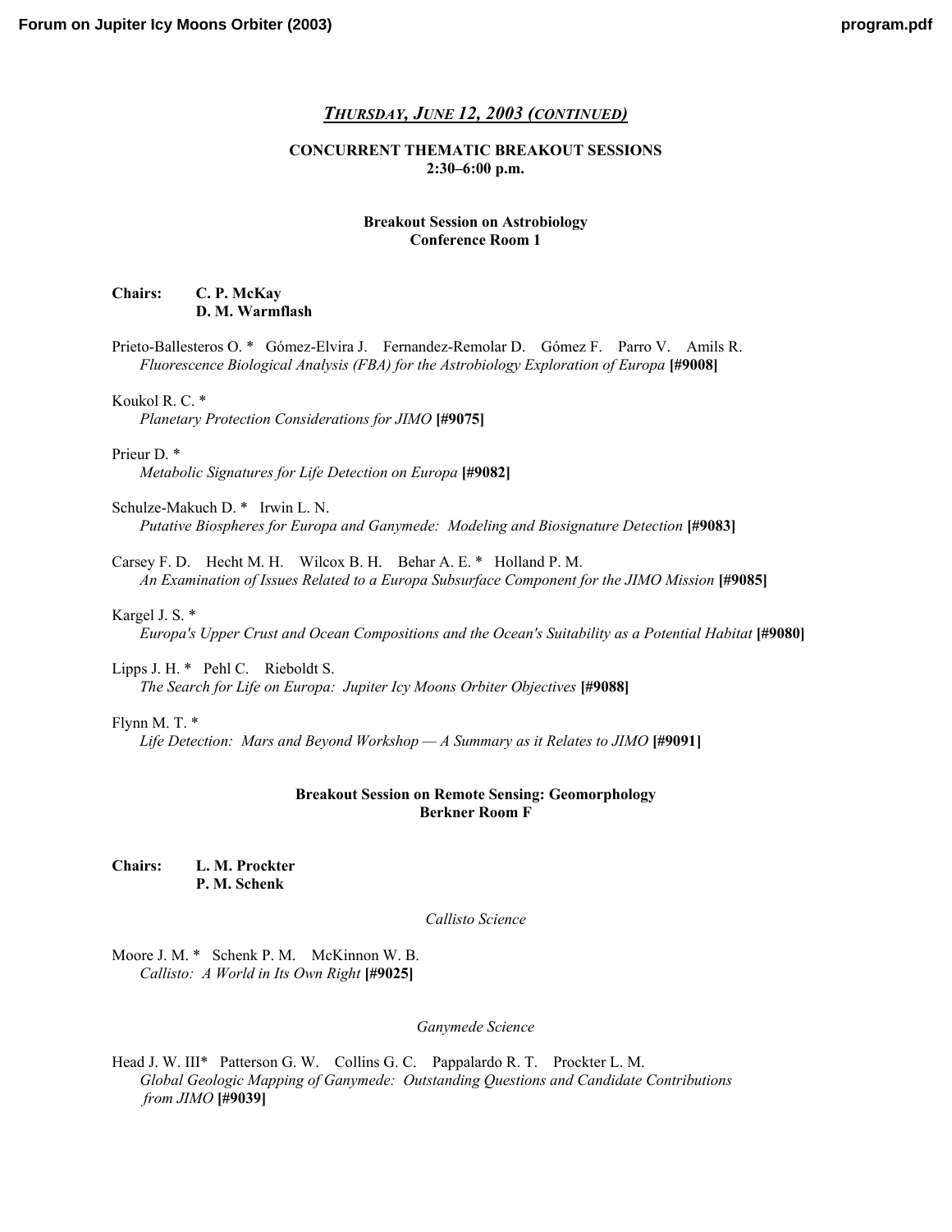## *THURSDAY, JUNE 12, 2003 (CONTINUED)*

**CONCURRENT THEMATIC BREAKOUT SESSIONS**
**2:30–6:00 p.m.**

### Breakout Session on Astrobiology
**Conference Room 1**

**Chairs:** **C. P. McKay**
**D. M. Warmflash**

Prieto-Ballesteros O. * Gómez-Elvira J. Fernandez-Remolar D. Gómez F. Parro V. Amils R.
*Fluorescence Biological Analysis (FBA) for the Astrobiology Exploration of Europa* **[#9008]**

Koukol R. C. *
*Planetary Protection Considerations for JIMO* **[#9075]**

Prieur D. *
*Metabolic Signatures for Life Detection on Europa* **[#9082]**

Schulze-Makuch D. * Irwin L. N.
*Putative Biospheres for Europa and Ganymede: Modeling and Biosignature Detection* **[#9083]**

Carsey F. D. Hecht M. H. Wilcox B. H. Behar A. E. * Holland P. M.
*An Examination of Issues Related to a Europa Subsurface Component for the JIMO Mission* **[#9085]**

Kargel J. S. *
*Europa's Upper Crust and Ocean Compositions and the Ocean's Suitability as a Potential Habitat* **[#9080]**

Lipps J. H. * Pehl C. Rieboldt S.
*The Search for Life on Europa: Jupiter Icy Moons Orbiter Objectives* **[#9088]**

Flynn M. T. *
*Life Detection: Mars and Beyond Workshop — A Summary as it Relates to JIMO* **[#9091]**

### Breakout Session on Remote Sensing: Geomorphology
**Berkner Room F**

**Chairs:** **L. M. Prockter**
**P. M. Schenk**

*Callisto Science*

Moore J. M. * Schenk P. M. McKinnon W. B.
*Callisto: A World in Its Own Right* **[#9025]**

*Ganymede Science*

Head J. W. III* Patterson G. W. Collins G. C. Pappalardo R. T. Prockter L. M.
*Global Geologic Mapping of Ganymede: Outstanding Questions and Candidate Contributions from JIMO* **[#9039]**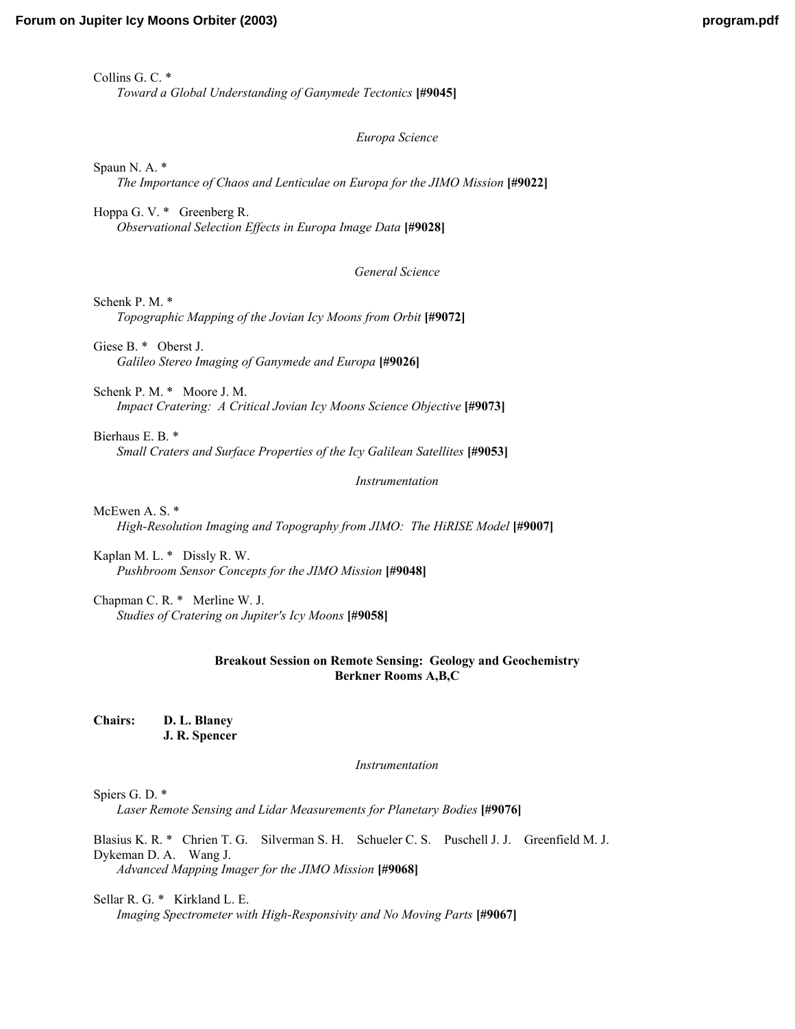Collins G. C. *
*Toward a Global Understanding of Ganymede Tectonics* **[#9045]**

*Europa Science*

Spaun N. A. *
*The Importance of Chaos and Lenticulae on Europa for the JIMO Mission* **[#9022]**

Hoppa G. V. * Greenberg R.
*Observational Selection Effects in Europa Image Data* **[#9028]**

*General Science*

Schenk P. M. *
*Topographic Mapping of the Jovian Icy Moons from Orbit* **[#9072]**

Giese B. * Oberst J.
*Galileo Stereo Imaging of Ganymede and Europa* **[#9026]**

Schenk P. M. * Moore J. M.
*Impact Cratering: A Critical Jovian Icy Moons Science Objective* **[#9073]**

Bierhaus E. B. *
*Small Craters and Surface Properties of the Icy Galilean Satellites* **[#9053]**

*Instrumentation*

McEwen A. S. *
*High-Resolution Imaging and Topography from JIMO: The HiRISE Model* **[#9007]**

Kaplan M. L. * Dissly R. W.
*Pushbroom Sensor Concepts for the JIMO Mission* **[#9048]**

Chapman C. R. * Merline W. J.
*Studies of Cratering on Jupiter's Icy Moons* **[#9058]**

## Breakout Session on Remote Sensing: Geology and Geochemistry
**Berkner Rooms A,B,C**

**Chairs:** **D. L. Blaney**
**J. R. Spencer**

*Instrumentation*

Spiers G. D. *
*Laser Remote Sensing and Lidar Measurements for Planetary Bodies* **[#9076]**

Blasius K. R. * Chrien T. G. Silverman S. H. Schueler C. S. Puschell J. J. Greenfield M. J. Dykeman D. A. Wang J.
*Advanced Mapping Imager for the JIMO Mission* **[#9068]**

Sellar R. G. * Kirkland L. E.
*Imaging Spectrometer with High-Responsivity and No Moving Parts* **[#9067]**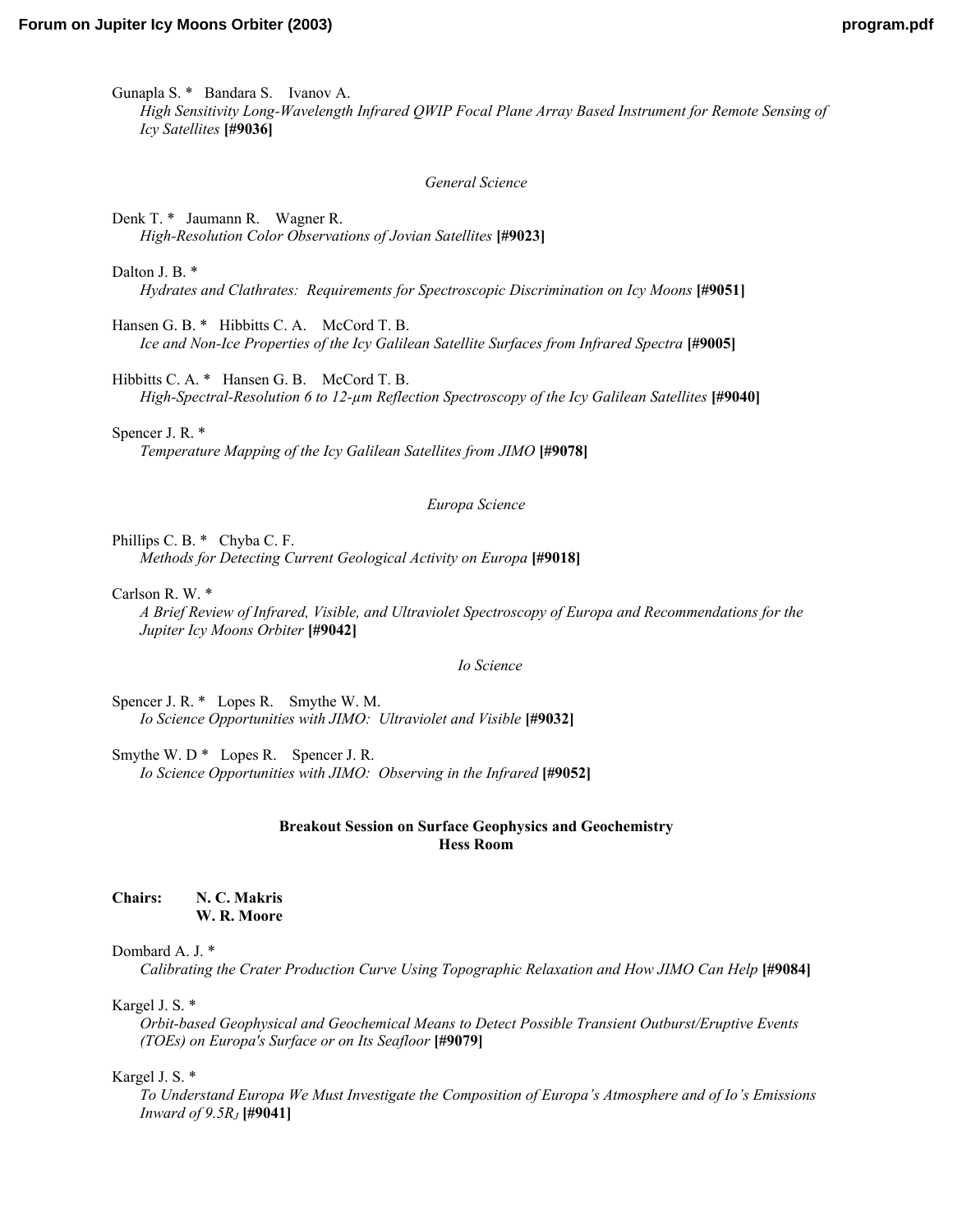Gunapla S. * Bandara S. Ivanov A.
*High Sensitivity Long-Wavelength Infrared QWIP Focal Plane Array Based Instrument for Remote Sensing of Icy Satellites* **[#9036]**

*General Science*

Denk T. * Jaumann R. Wagner R.
*High-Resolution Color Observations of Jovian Satellites* **[#9023]**

Dalton J. B. *
*Hydrates and Clathrates: Requirements for Spectroscopic Discrimination on Icy Moons* **[#9051]**

Hansen G. B. * Hibbitts C. A. McCord T. B.
*Ice and Non-Ice Properties of the Icy Galilean Satellite Surfaces from Infrared Spectra* **[#9005]**

Hibbitts C. A. * Hansen G. B. McCord T. B.
*High-Spectral-Resolution 6 to 12-μm Reflection Spectroscopy of the Icy Galilean Satellites* **[#9040]**

Spencer J. R. *
*Temperature Mapping of the Icy Galilean Satellites from JIMO* **[#9078]**

*Europa Science*

Phillips C. B. * Chyba C. F.
*Methods for Detecting Current Geological Activity on Europa* **[#9018]**

Carlson R. W. *
*A Brief Review of Infrared, Visible, and Ultraviolet Spectroscopy of Europa and Recommendations for the Jupiter Icy Moons Orbiter* **[#9042]**

*Io Science*

Spencer J. R. * Lopes R. Smythe W. M.
*Io Science Opportunities with JIMO: Ultraviolet and Visible* **[#9032]**

Smythe W. D * Lopes R. Spencer J. R.
*Io Science Opportunities with JIMO: Observing in the Infrared* **[#9052]**

**Breakout Session on Surface Geophysics and Geochemistry**
**Hess Room**

**Chairs: N. C. Makris**
**W. R. Moore**

Dombard A. J. *
*Calibrating the Crater Production Curve Using Topographic Relaxation and How JIMO Can Help* **[#9084]**

Kargel J. S. *
*Orbit-based Geophysical and Geochemical Means to Detect Possible Transient Outburst/Eruptive Events (TOEs) on Europa's Surface or on Its Seafloor* **[#9079]**

Kargel J. S. *
*To Understand Europa We Must Investigate the Composition of Europa's Atmosphere and of Io's Emissions Inward of* $9.5R_J$ **[#9041]**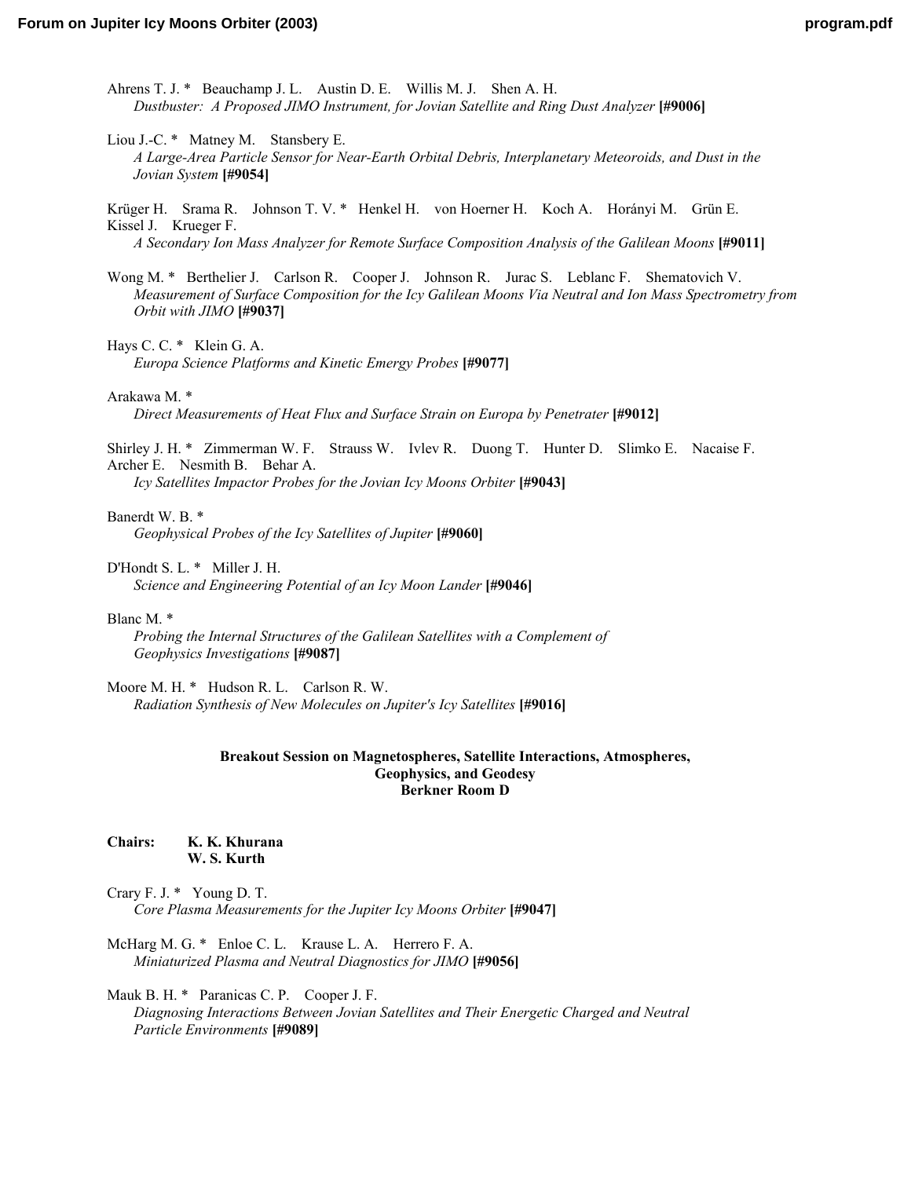Ahrens T. J. * Beauchamp J. L. Austin D. E. Willis M. J. Shen A. H.
*Dustbuster: A Proposed JIMO Instrument, for Jovian Satellite and Ring Dust Analyzer* **[#9006]**

Liou J.-C. * Matney M. Stansbery E.
*A Large-Area Particle Sensor for Near-Earth Orbital Debris, Interplanetary Meteoroids, and Dust in the Jovian System* **[#9054]**

Krüger H. Srama R. Johnson T. V. * Henkel H. von Hoerner H. Koch A. Horányi M. Grün E. Kissel J. Krueger F.
*A Secondary Ion Mass Analyzer for Remote Surface Composition Analysis of the Galilean Moons* **[#9011]**

Wong M. * Berthelier J. Carlson R. Cooper J. Johnson R. Jurac S. Leblanc F. Shematovich V.
*Measurement of Surface Composition for the Icy Galilean Moons Via Neutral and Ion Mass Spectrometry from Orbit with JIMO* **[#9037]**

Hays C. C. * Klein G. A.
*Europa Science Platforms and Kinetic Emergy Probes* **[#9077]**

Arakawa M. *
*Direct Measurements of Heat Flux and Surface Strain on Europa by Penetrater* **[#9012]**

Shirley J. H. * Zimmerman W. F. Strauss W. Ivlev R. Duong T. Hunter D. Slimko E. Nacaise F. Archer E. Nesmith B. Behar A.
*Icy Satellites Impactor Probes for the Jovian Icy Moons Orbiter* **[#9043]**

Banerdt W. B. *
*Geophysical Probes of the Icy Satellites of Jupiter* **[#9060]**

D'Hondt S. L. * Miller J. H.
*Science and Engineering Potential of an Icy Moon Lander* **[#9046]**

Blanc M. *
*Probing the Internal Structures of the Galilean Satellites with a Complement of Geophysics Investigations* **[#9087]**

Moore M. H. * Hudson R. L. Carlson R. W.
*Radiation Synthesis of New Molecules on Jupiter's Icy Satellites* **[#9016]**

## Breakout Session on Magnetospheres, Satellite Interactions, Atmospheres, Geophysics, and Geodesy
**Berkner Room D**

**Chairs:** **K. K. Khurana**
**W. S. Kurth**

Crary F. J. * Young D. T.
*Core Plasma Measurements for the Jupiter Icy Moons Orbiter* **[#9047]**

McHarg M. G. * Enloe C. L. Krause L. A. Herrero F. A.
*Miniaturized Plasma and Neutral Diagnostics for JIMO* **[#9056]**

Mauk B. H. * Paranicas C. P. Cooper J. F.
*Diagnosing Interactions Between Jovian Satellites and Their Energetic Charged and Neutral Particle Environments* **[#9089]**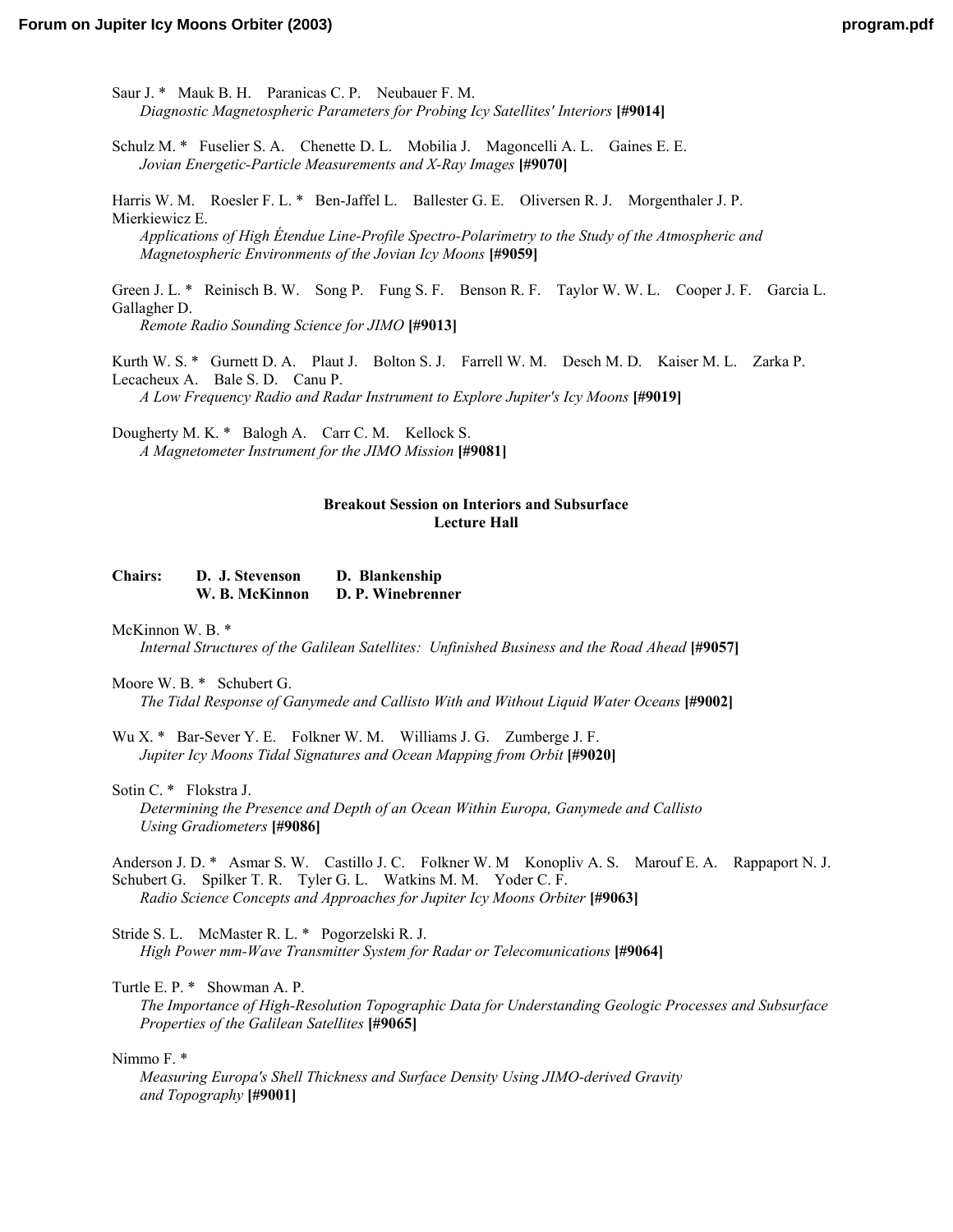Saur J. * Mauk B. H. Paranicas C. P. Neubauer F. M.
*Diagnostic Magnetospheric Parameters for Probing Icy Satellites' Interiors* **[#9014]**

Schulz M. * Fuselier S. A. Chenette D. L. Mobilia J. Magoncelli A. L. Gaines E. E.
*Jovian Energetic-Particle Measurements and X-Ray Images* **[#9070]**

Harris W. M. Roesler F. L. * Ben-Jaffel L. Ballester G. E. Oliversen R. J. Morgenthaler J. P. Mierkiewicz E.
*Applications of High Étendue Line-Profile Spectro-Polarimetry to the Study of the Atmospheric and Magnetospheric Environments of the Jovian Icy Moons* **[#9059]**

Green J. L. * Reinisch B. W. Song P. Fung S. F. Benson R. F. Taylor W. W. L. Cooper J. F. Garcia L. Gallagher D.
*Remote Radio Sounding Science for JIMO* **[#9013]**

Kurth W. S. * Gurnett D. A. Plaut J. Bolton S. J. Farrell W. M. Desch M. D. Kaiser M. L. Zarka P. Lecacheux A. Bale S. D. Canu P.
*A Low Frequency Radio and Radar Instrument to Explore Jupiter's Icy Moons* **[#9019]**

Dougherty M. K. * Balogh A. Carr C. M. Kellock S.
*A Magnetometer Instrument for the JIMO Mission* **[#9081]**

**Breakout Session on Interiors and Subsurface**
**Lecture Hall**

**Chairs: D. J. Stevenson D. Blankenship**
**W. B. McKinnon D. P. Winebrenner**

McKinnon W. B. *
*Internal Structures of the Galilean Satellites: Unfinished Business and the Road Ahead* **[#9057]**

Moore W. B. * Schubert G.
*The Tidal Response of Ganymede and Callisto With and Without Liquid Water Oceans* **[#9002]**

Wu X. * Bar-Sever Y. E. Folkner W. M. Williams J. G. Zumberge J. F.
*Jupiter Icy Moons Tidal Signatures and Ocean Mapping from Orbit* **[#9020]**

Sotin C. * Flokstra J.
*Determining the Presence and Depth of an Ocean Within Europa, Ganymede and Callisto Using Gradiometers* **[#9086]**

Anderson J. D. * Asmar S. W. Castillo J. C. Folkner W. M Konopliv A. S. Marouf E. A. Rappaport N. J. Schubert G. Spilker T. R. Tyler G. L. Watkins M. M. Yoder C. F.
*Radio Science Concepts and Approaches for Jupiter Icy Moons Orbiter* **[#9063]**

Stride S. L. McMaster R. L. * Pogorzelski R. J.
*High Power mm-Wave Transmitter System for Radar or Telecomunications* **[#9064]**

Turtle E. P. * Showman A. P.
*The Importance of High-Resolution Topographic Data for Understanding Geologic Processes and Subsurface Properties of the Galilean Satellites* **[#9065]**

Nimmo F. *
*Measuring Europa's Shell Thickness and Surface Density Using JIMO-derived Gravity and Topography* **[#9001]**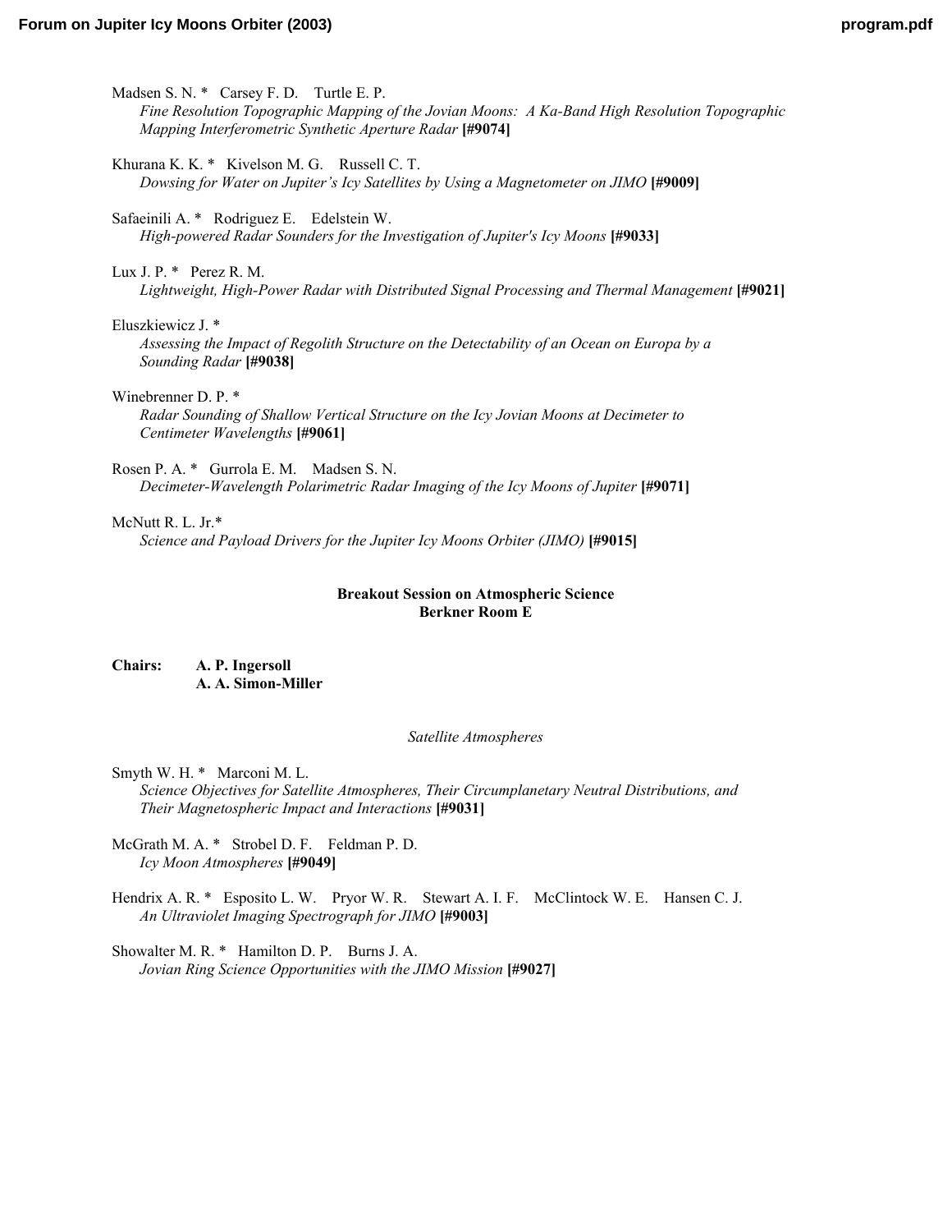Madsen S. N. * Carsey F. D. Turtle E. P.
*Fine Resolution Topographic Mapping of the Jovian Moons: A Ka-Band High Resolution Topographic Mapping Interferometric Synthetic Aperture Radar* **[#9074]**

Khurana K. K. * Kivelson M. G. Russell C. T.
*Dowsing for Water on Jupiter's Icy Satellites by Using a Magnetometer on JIMO* **[#9009]**

Safaeinili A. * Rodriguez E. Edelstein W.
*High-powered Radar Sounders for the Investigation of Jupiter's Icy Moons* **[#9033]**

Lux J. P. * Perez R. M.
*Lightweight, High-Power Radar with Distributed Signal Processing and Thermal Management* **[#9021]**

Eluszkiewicz J. *
*Assessing the Impact of Regolith Structure on the Detectability of an Ocean on Europa by a Sounding Radar* **[#9038]**

Winebrenner D. P. *
*Radar Sounding of Shallow Vertical Structure on the Icy Jovian Moons at Decimeter to Centimeter Wavelengths* **[#9061]**

Rosen P. A. * Gurrola E. M. Madsen S. N.
*Decimeter-Wavelength Polarimetric Radar Imaging of the Icy Moons of Jupiter* **[#9071]**

McNutt R. L. Jr.*
*Science and Payload Drivers for the Jupiter Icy Moons Orbiter (JIMO)* **[#9015]**

## Breakout Session on Atmospheric Science
## Berkner Room E

**Chairs: A. P. Ingersoll**
**A. A. Simon-Miller**

*Satellite Atmospheres*

Smyth W. H. * Marconi M. L.
*Science Objectives for Satellite Atmospheres, Their Circumplanetary Neutral Distributions, and Their Magnetospheric Impact and Interactions* **[#9031]**

McGrath M. A. * Strobel D. F. Feldman P. D.
*Icy Moon Atmospheres* **[#9049]**

Hendrix A. R. * Esposito L. W. Pryor W. R. Stewart A. I. F. McClintock W. E. Hansen C. J.
*An Ultraviolet Imaging Spectrograph for JIMO* **[#9003]**

Showalter M. R. * Hamilton D. P. Burns J. A.
*Jovian Ring Science Opportunities with the JIMO Mission* **[#9027]**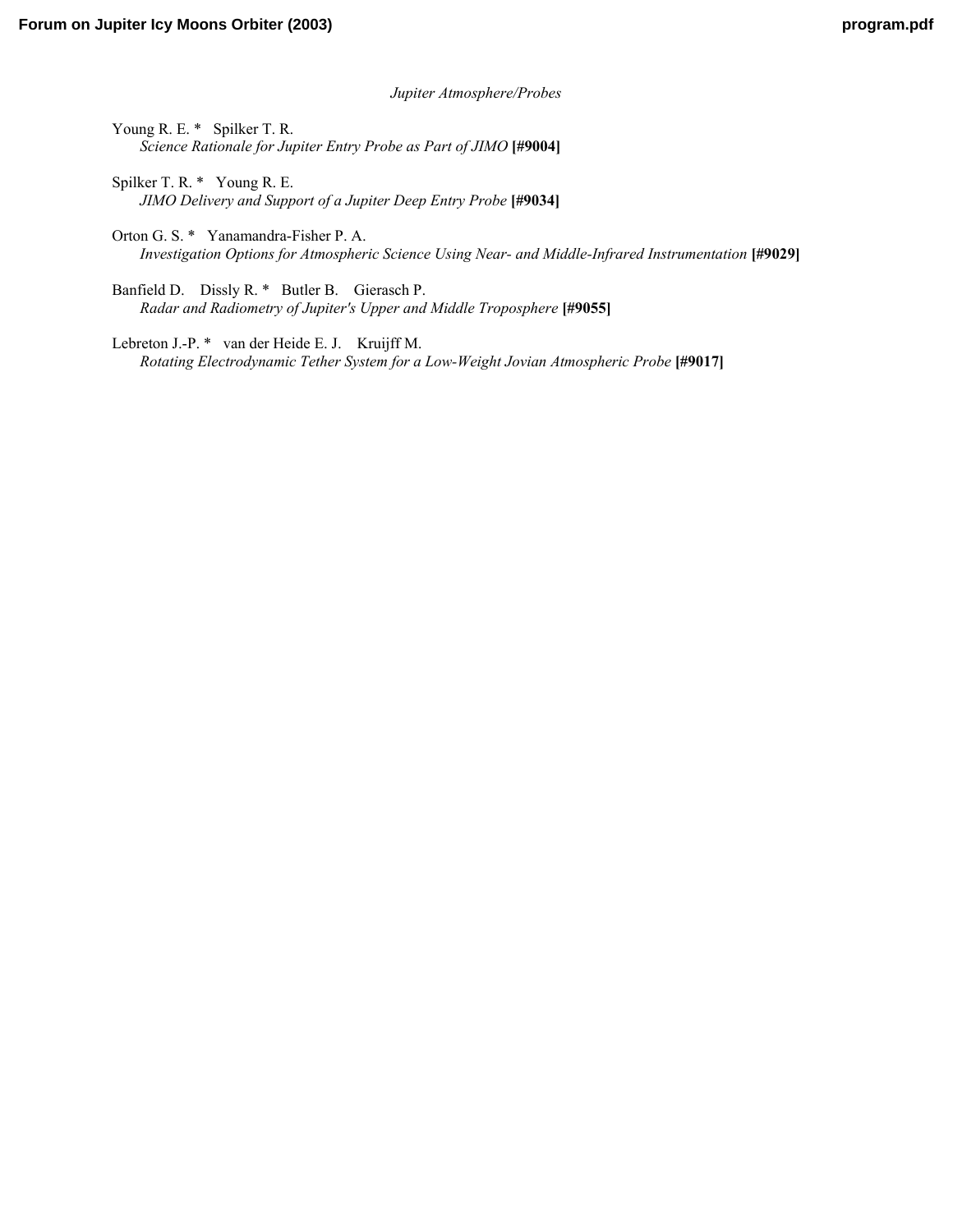*Jupiter Atmosphere/Probes*

Young R. E. * Spilker T. R.
*Science Rationale for Jupiter Entry Probe as Part of JIMO* **[#9004]**

Spilker T. R. * Young R. E.
*JIMO Delivery and Support of a Jupiter Deep Entry Probe* **[#9034]**

Orton G. S. * Yanamandra-Fisher P. A.
*Investigation Options for Atmospheric Science Using Near- and Middle-Infrared Instrumentation* **[#9029]**

Banfield D. Dissly R. * Butler B. Gierasch P.
*Radar and Radiometry of Jupiter's Upper and Middle Troposphere* **[#9055]**

Lebreton J.-P. * van der Heide E. J. Kruijff M.
*Rotating Electrodynamic Tether System for a Low-Weight Jovian Atmospheric Probe* **[#9017]**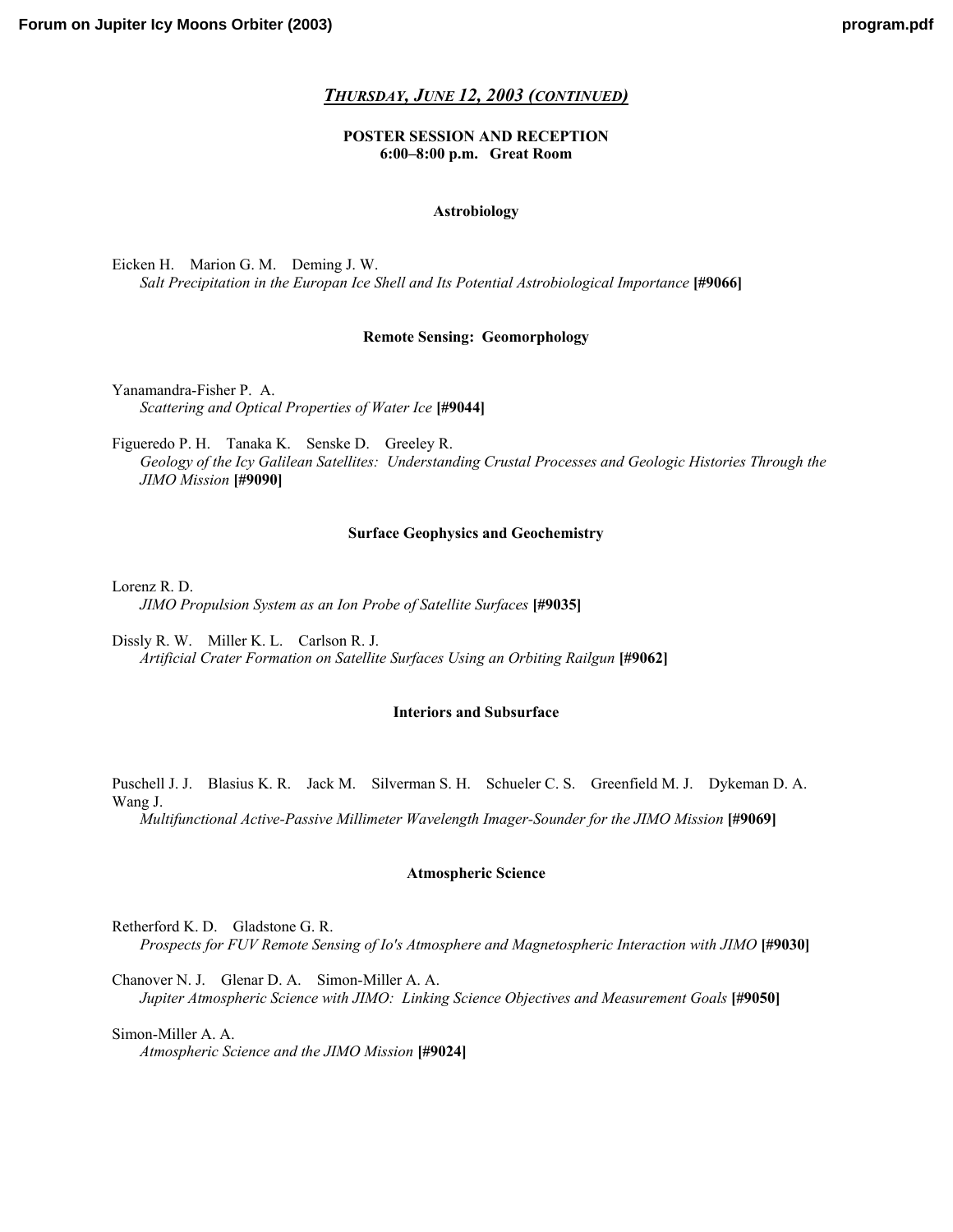## *THURSDAY, JUNE 12, 2003 (CONTINUED)*

**POSTER SESSION AND RECEPTION**
**6:00–8:00 p.m. Great Room**

### Astrobiology

Eicken H. Marion G. M. Deming J. W.
*Salt Precipitation in the Europan Ice Shell and Its Potential Astrobiological Importance* **[#9066]**

### Remote Sensing: Geomorphology

Yanamandra-Fisher P. A.
*Scattering and Optical Properties of Water Ice* **[#9044]**

Figueredo P. H. Tanaka K. Senske D. Greeley R.
*Geology of the Icy Galilean Satellites: Understanding Crustal Processes and Geologic Histories Through the JIMO Mission* **[#9090]**

### Surface Geophysics and Geochemistry

Lorenz R. D.
*JIMO Propulsion System as an Ion Probe of Satellite Surfaces* **[#9035]**

Dissly R. W. Miller K. L. Carlson R. J.
*Artificial Crater Formation on Satellite Surfaces Using an Orbiting Railgun* **[#9062]**

### Interiors and Subsurface

Puschell J. J. Blasius K. R. Jack M. Silverman S. H. Schueler C. S. Greenfield M. J. Dykeman D. A. Wang J.
*Multifunctional Active-Passive Millimeter Wavelength Imager-Sounder for the JIMO Mission* **[#9069]**

### Atmospheric Science

Retherford K. D. Gladstone G. R.
*Prospects for FUV Remote Sensing of Io's Atmosphere and Magnetospheric Interaction with JIMO* **[#9030]**

Chanover N. J. Glenar D. A. Simon-Miller A. A.
*Jupiter Atmospheric Science with JIMO: Linking Science Objectives and Measurement Goals* **[#9050]**

Simon-Miller A. A.
*Atmospheric Science and the JIMO Mission* **[#9024]**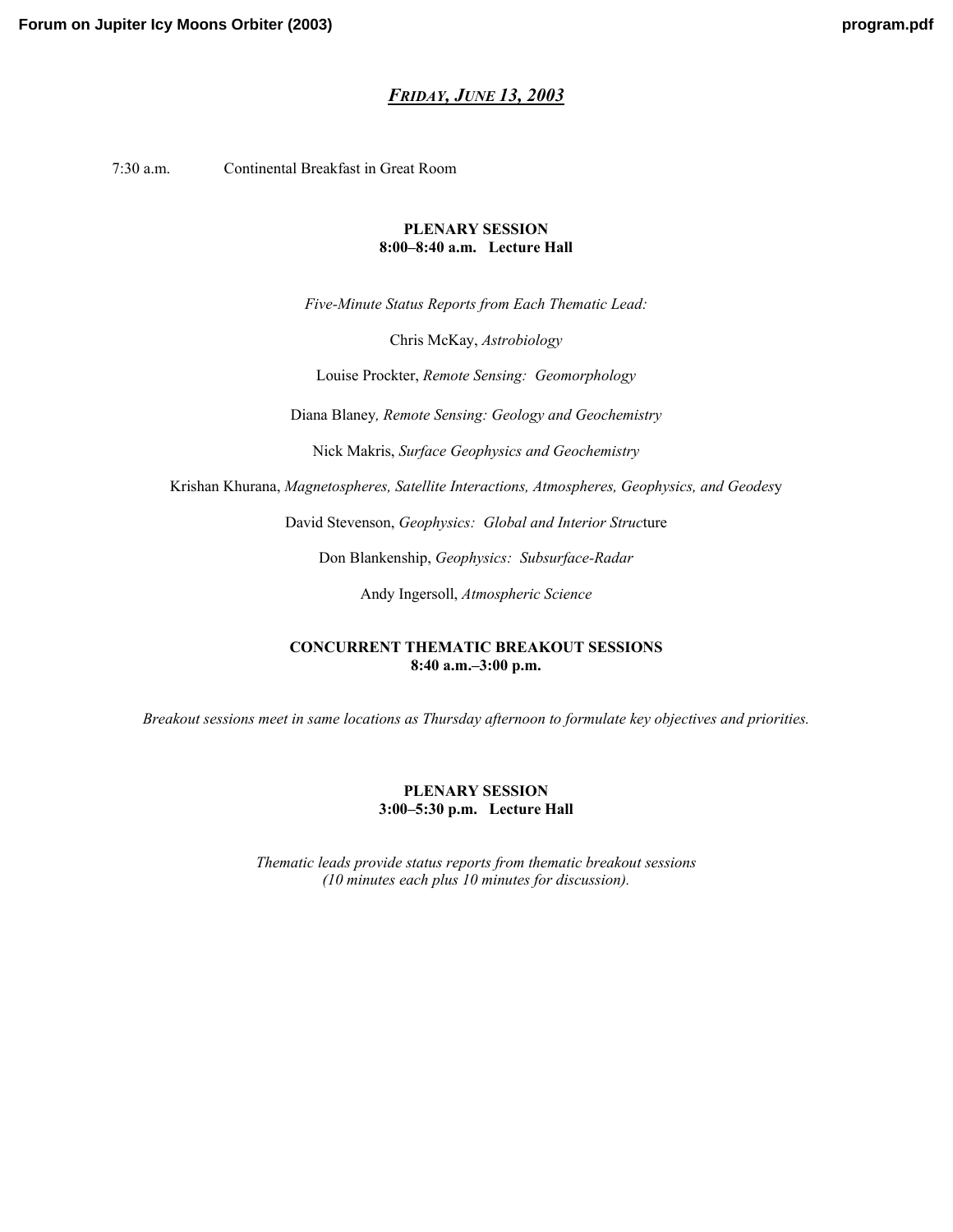## *FRIDAY, JUNE 13, 2003*

7:30 a.m. Continental Breakfast in Great Room

**PLENARY SESSION**
**8:00–8:40 a.m. Lecture Hall**

*Five-Minute Status Reports from Each Thematic Lead:*

Chris McKay, *Astrobiology*

Louise Prockter, *Remote Sensing: Geomorphology*

Diana Blaney, *Remote Sensing: Geology and Geochemistry*

Nick Makris, *Surface Geophysics and Geochemistry*

Krishan Khurana, *Magnetospheres, Satellite Interactions, Atmospheres, Geophysics, and Geodesy*

David Stevenson, *Geophysics: Global and Interior Structure*

Don Blankenship, *Geophysics: Subsurface-Radar*

Andy Ingersoll, *Atmospheric Science*

**CONCURRENT THEMATIC BREAKOUT SESSIONS**
**8:40 a.m.–3:00 p.m.**

*Breakout sessions meet in same locations as Thursday afternoon to formulate key objectives and priorities.*

**PLENARY SESSION**
**3:00–5:30 p.m. Lecture Hall**

*Thematic leads provide status reports from thematic breakout sessions (10 minutes each plus 10 minutes for discussion).*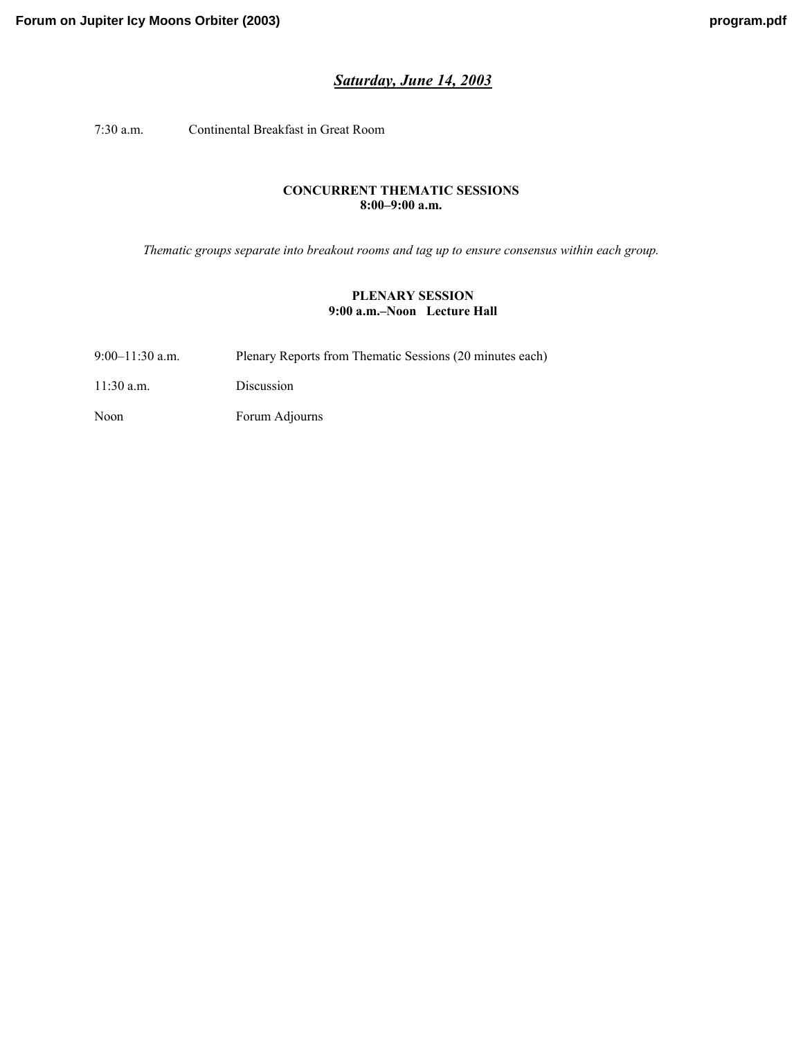## *Saturday, June 14, 2003*

7:30 a.m. Continental Breakfast in Great Room

**CONCURRENT THEMATIC SESSIONS**
**8:00–9:00 a.m.**

*Thematic groups separate into breakout rooms and tag up to ensure consensus within each group.*

**PLENARY SESSION**
**9:00 a.m.–Noon Lecture Hall**

9:00–11:30 a.m. Plenary Reports from Thematic Sessions (20 minutes each)

11:30 a.m. Discussion

Noon Forum Adjourns